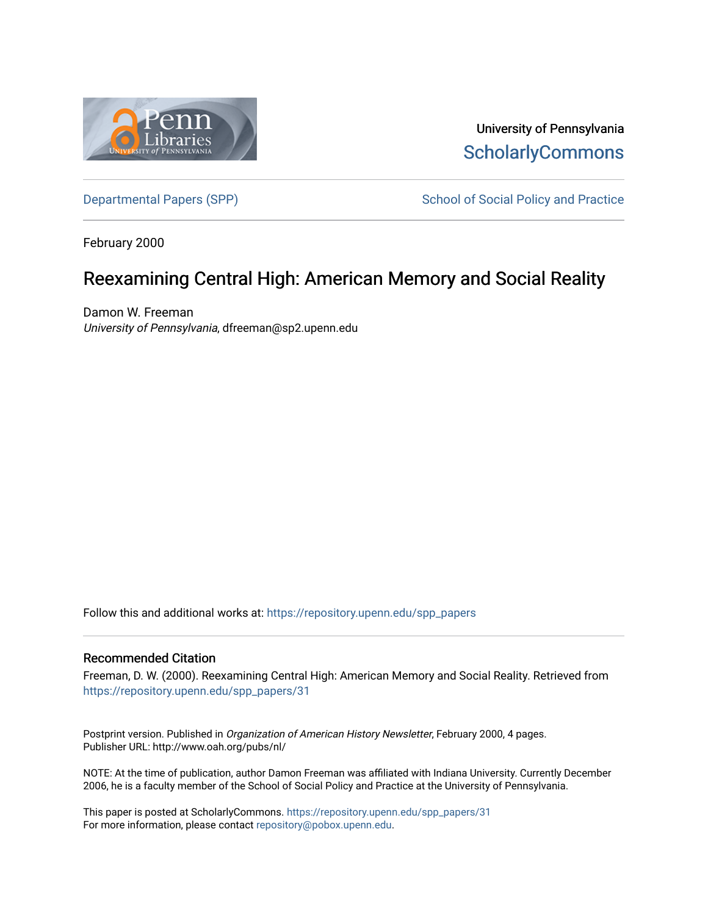University of Pennsylvania
ScholarlyCommons

Departmental Papers (SPP)

School of Social Policy and Practice

February 2000

# Reexamining Central High: American Memory and Social Reality

Damon W. Freeman
*University of Pennsylvania*, dfreeman@sp2.upenn.edu

Follow this and additional works at: https://repository.upenn.edu/spp_papers

## Recommended Citation

Freeman, D. W. (2000). Reexamining Central High: American Memory and Social Reality. Retrieved from https://repository.upenn.edu/spp_papers/31

Postprint version. Published in *Organization of American History Newsletter*, February 2000, 4 pages.
Publisher URL: http://www.oah.org/pubs/nl/

NOTE: At the time of publication, author Damon Freeman was affiliated with Indiana University. Currently December 2006, he is a faculty member of the School of Social Policy and Practice at the University of Pennsylvania.

This paper is posted at ScholarlyCommons. https://repository.upenn.edu/spp_papers/31
For more information, please contact repository@pobox.upenn.edu.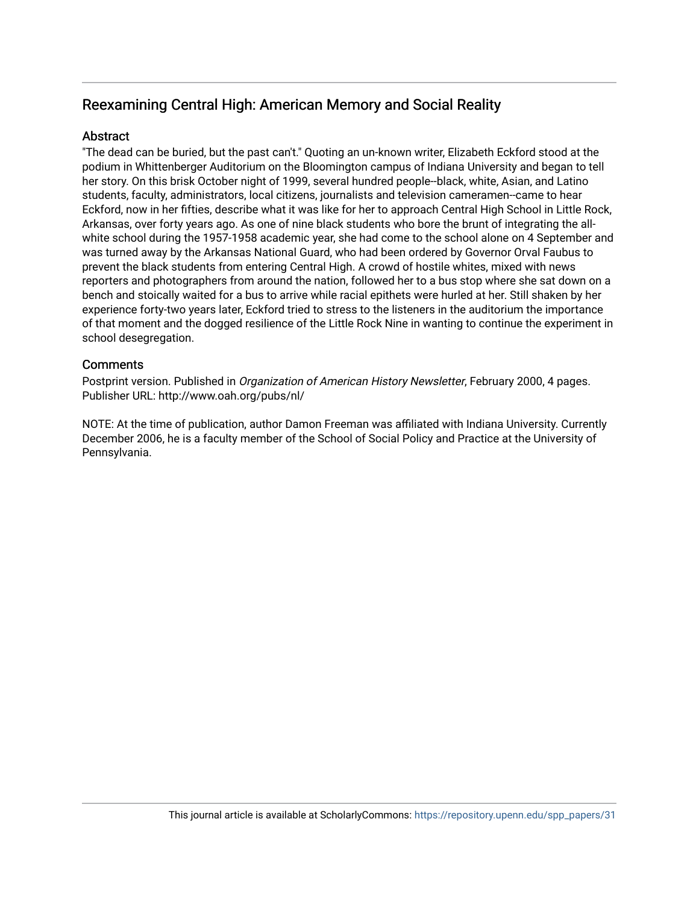## Reexamining Central High: American Memory and Social Reality

### Abstract

"The dead can be buried, but the past can't." Quoting an un-known writer, Elizabeth Eckford stood at the podium in Whittenberger Auditorium on the Bloomington campus of Indiana University and began to tell her story. On this brisk October night of 1999, several hundred people--black, white, Asian, and Latino students, faculty, administrators, local citizens, journalists and television cameramen--came to hear Eckford, now in her fifties, describe what it was like for her to approach Central High School in Little Rock, Arkansas, over forty years ago. As one of nine black students who bore the brunt of integrating the all-white school during the 1957-1958 academic year, she had come to the school alone on 4 September and was turned away by the Arkansas National Guard, who had been ordered by Governor Orval Faubus to prevent the black students from entering Central High. A crowd of hostile whites, mixed with news reporters and photographers from around the nation, followed her to a bus stop where she sat down on a bench and stoically waited for a bus to arrive while racial epithets were hurled at her. Still shaken by her experience forty-two years later, Eckford tried to stress to the listeners in the auditorium the importance of that moment and the dogged resilience of the Little Rock Nine in wanting to continue the experiment in school desegregation.

### Comments

Postprint version. Published in *Organization of American History Newsletter*, February 2000, 4 pages.
Publisher URL: http://www.oah.org/pubs/nl/

NOTE: At the time of publication, author Damon Freeman was affiliated with Indiana University. Currently December 2006, he is a faculty member of the School of Social Policy and Practice at the University of Pennsylvania.

This journal article is available at ScholarlyCommons: https://repository.upenn.edu/spp_papers/31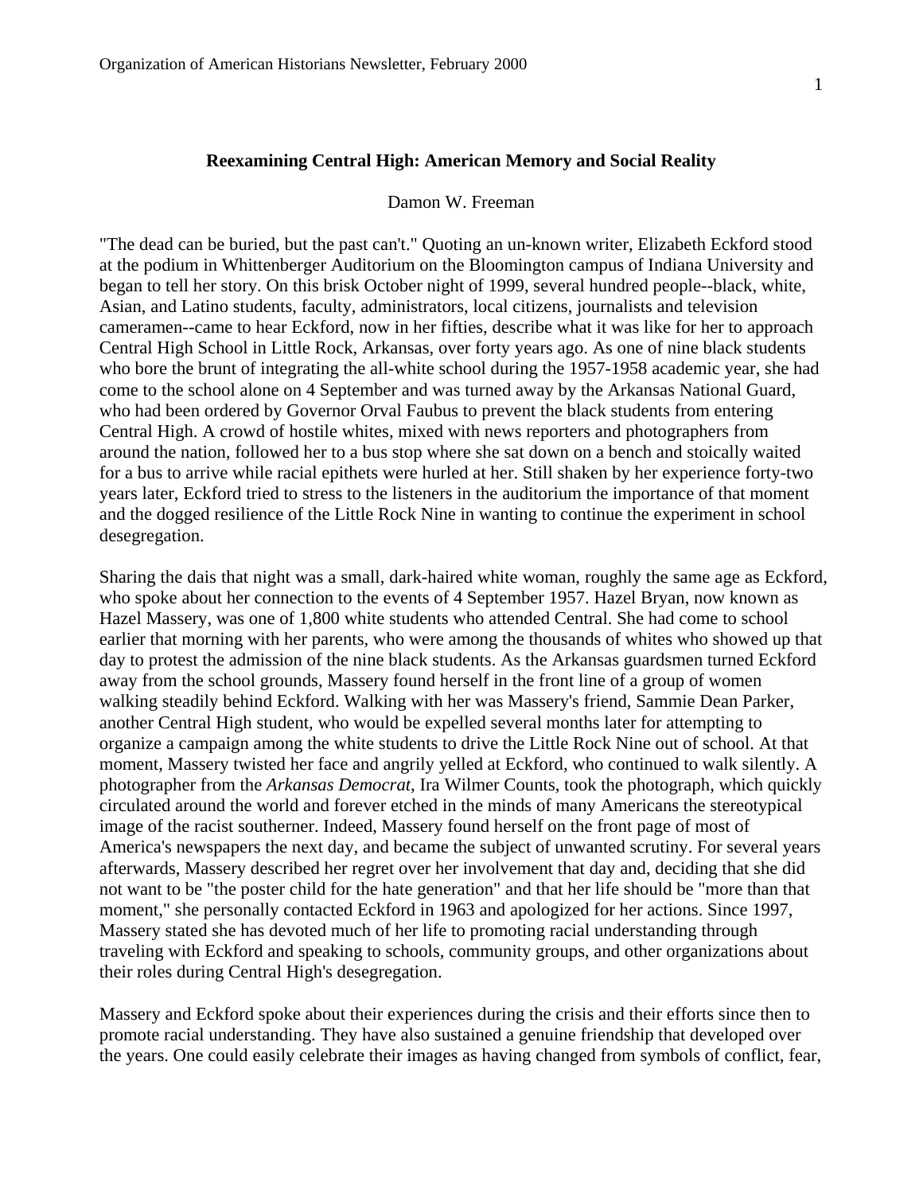### Reexamining Central High: American Memory and Social Reality

Damon W. Freeman

"The dead can be buried, but the past can't." Quoting an un-known writer, Elizabeth Eckford stood at the podium in Whittenberger Auditorium on the Bloomington campus of Indiana University and began to tell her story. On this brisk October night of 1999, several hundred people--black, white, Asian, and Latino students, faculty, administrators, local citizens, journalists and television cameramen--came to hear Eckford, now in her fifties, describe what it was like for her to approach Central High School in Little Rock, Arkansas, over forty years ago. As one of nine black students who bore the brunt of integrating the all-white school during the 1957-1958 academic year, she had come to the school alone on 4 September and was turned away by the Arkansas National Guard, who had been ordered by Governor Orval Faubus to prevent the black students from entering Central High. A crowd of hostile whites, mixed with news reporters and photographers from around the nation, followed her to a bus stop where she sat down on a bench and stoically waited for a bus to arrive while racial epithets were hurled at her. Still shaken by her experience forty-two years later, Eckford tried to stress to the listeners in the auditorium the importance of that moment and the dogged resilience of the Little Rock Nine in wanting to continue the experiment in school desegregation.

Sharing the dais that night was a small, dark-haired white woman, roughly the same age as Eckford, who spoke about her connection to the events of 4 September 1957. Hazel Bryan, now known as Hazel Massery, was one of 1,800 white students who attended Central. She had come to school earlier that morning with her parents, who were among the thousands of whites who showed up that day to protest the admission of the nine black students. As the Arkansas guardsmen turned Eckford away from the school grounds, Massery found herself in the front line of a group of women walking steadily behind Eckford. Walking with her was Massery's friend, Sammie Dean Parker, another Central High student, who would be expelled several months later for attempting to organize a campaign among the white students to drive the Little Rock Nine out of school. At that moment, Massery twisted her face and angrily yelled at Eckford, who continued to walk silently. A photographer from the *Arkansas Democrat*, Ira Wilmer Counts, took the photograph, which quickly circulated around the world and forever etched in the minds of many Americans the stereotypical image of the racist southerner. Indeed, Massery found herself on the front page of most of America's newspapers the next day, and became the subject of unwanted scrutiny. For several years afterwards, Massery described her regret over her involvement that day and, deciding that she did not want to be "the poster child for the hate generation" and that her life should be "more than that moment," she personally contacted Eckford in 1963 and apologized for her actions. Since 1997, Massery stated she has devoted much of her life to promoting racial understanding through traveling with Eckford and speaking to schools, community groups, and other organizations about their roles during Central High's desegregation.

Massery and Eckford spoke about their experiences during the crisis and their efforts since then to promote racial understanding. They have also sustained a genuine friendship that developed over the years. One could easily celebrate their images as having changed from symbols of conflict, fear,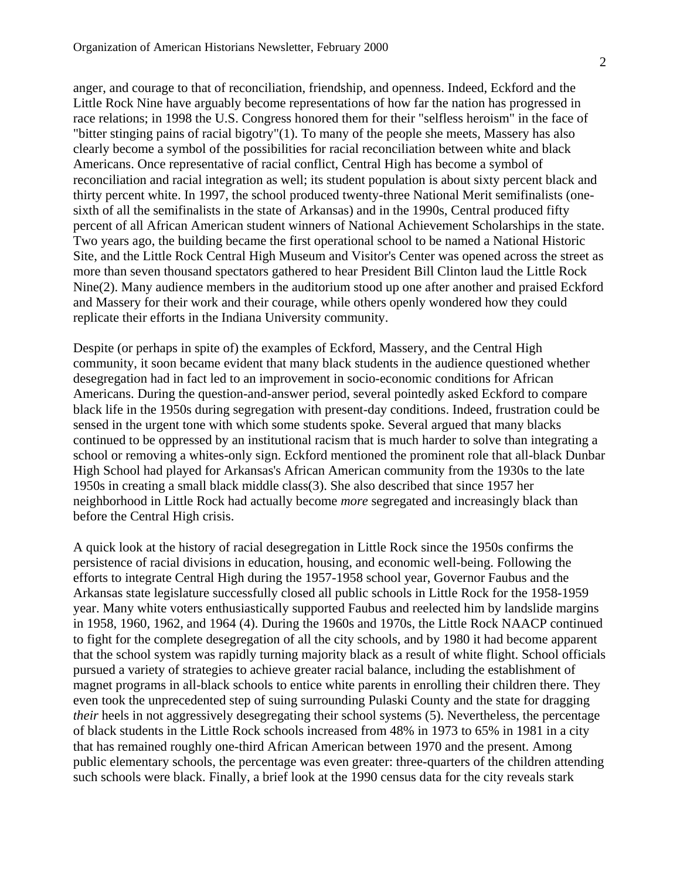anger, and courage to that of reconciliation, friendship, and openness. Indeed, Eckford and the Little Rock Nine have arguably become representations of how far the nation has progressed in race relations; in 1998 the U.S. Congress honored them for their "selfless heroism" in the face of "bitter stinging pains of racial bigotry"(1). To many of the people she meets, Massery has also clearly become a symbol of the possibilities for racial reconciliation between white and black Americans. Once representative of racial conflict, Central High has become a symbol of reconciliation and racial integration as well; its student population is about sixty percent black and thirty percent white. In 1997, the school produced twenty-three National Merit semifinalists (one-sixth of all the semifinalists in the state of Arkansas) and in the 1990s, Central produced fifty percent of all African American student winners of National Achievement Scholarships in the state. Two years ago, the building became the first operational school to be named a National Historic Site, and the Little Rock Central High Museum and Visitor's Center was opened across the street as more than seven thousand spectators gathered to hear President Bill Clinton laud the Little Rock Nine(2). Many audience members in the auditorium stood up one after another and praised Eckford and Massery for their work and their courage, while others openly wondered how they could replicate their efforts in the Indiana University community.

Despite (or perhaps in spite of) the examples of Eckford, Massery, and the Central High community, it soon became evident that many black students in the audience questioned whether desegregation had in fact led to an improvement in socio-economic conditions for African Americans. During the question-and-answer period, several pointedly asked Eckford to compare black life in the 1950s during segregation with present-day conditions. Indeed, frustration could be sensed in the urgent tone with which some students spoke. Several argued that many blacks continued to be oppressed by an institutional racism that is much harder to solve than integrating a school or removing a whites-only sign. Eckford mentioned the prominent role that all-black Dunbar High School had played for Arkansas's African American community from the 1930s to the late 1950s in creating a small black middle class(3). She also described that since 1957 her neighborhood in Little Rock had actually become *more* segregated and increasingly black than before the Central High crisis.

A quick look at the history of racial desegregation in Little Rock since the 1950s confirms the persistence of racial divisions in education, housing, and economic well-being. Following the efforts to integrate Central High during the 1957-1958 school year, Governor Faubus and the Arkansas state legislature successfully closed all public schools in Little Rock for the 1958-1959 year. Many white voters enthusiastically supported Faubus and reelected him by landslide margins in 1958, 1960, 1962, and 1964 (4). During the 1960s and 1970s, the Little Rock NAACP continued to fight for the complete desegregation of all the city schools, and by 1980 it had become apparent that the school system was rapidly turning majority black as a result of white flight. School officials pursued a variety of strategies to achieve greater racial balance, including the establishment of magnet programs in all-black schools to entice white parents in enrolling their children there. They even took the unprecedented step of suing surrounding Pulaski County and the state for dragging *their* heels in not aggressively desegregating their school systems (5). Nevertheless, the percentage of black students in the Little Rock schools increased from 48% in 1973 to 65% in 1981 in a city that has remained roughly one-third African American between 1970 and the present. Among public elementary schools, the percentage was even greater: three-quarters of the children attending such schools were black. Finally, a brief look at the 1990 census data for the city reveals stark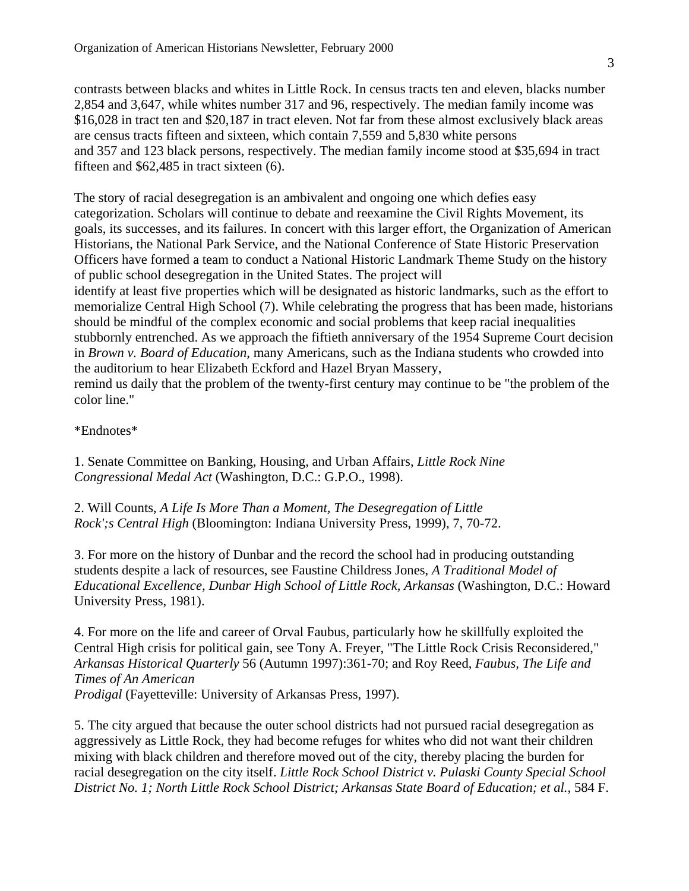contrasts between blacks and whites in Little Rock. In census tracts ten and eleven, blacks number 2,854 and 3,647, while whites number 317 and 96, respectively. The median family income was $16,028 in tract ten and $20,187 in tract eleven. Not far from these almost exclusively black areas are census tracts fifteen and sixteen, which contain 7,559 and 5,830 white persons and 357 and 123 black persons, respectively. The median family income stood at $35,694 in tract fifteen and $62,485 in tract sixteen (6).

The story of racial desegregation is an ambivalent and ongoing one which defies easy categorization. Scholars will continue to debate and reexamine the Civil Rights Movement, its goals, its successes, and its failures. In concert with this larger effort, the Organization of American Historians, the National Park Service, and the National Conference of State Historic Preservation Officers have formed a team to conduct a National Historic Landmark Theme Study on the history of public school desegregation in the United States. The project will identify at least five properties which will be designated as historic landmarks, such as the effort to memorialize Central High School (7). While celebrating the progress that has been made, historians should be mindful of the complex economic and social problems that keep racial inequalities stubbornly entrenched. As we approach the fiftieth anniversary of the 1954 Supreme Court decision in *Brown v. Board of Education*, many Americans, such as the Indiana students who crowded into the auditorium to hear Elizabeth Eckford and Hazel Bryan Massery, remind us daily that the problem of the twenty-first century may continue to be "the problem of the color line."

*Endnotes*

1. Senate Committee on Banking, Housing, and Urban Affairs, *Little Rock Nine Congressional Medal Act* (Washington, D.C.: G.P.O., 1998).

2. Will Counts, *A Life Is More Than a Moment, The Desegregation of Little Rock';s Central High* (Bloomington: Indiana University Press, 1999), 7, 70-72.

3. For more on the history of Dunbar and the record the school had in producing outstanding students despite a lack of resources, see Faustine Childress Jones, *A Traditional Model of Educational Excellence, Dunbar High School of Little Rock, Arkansas* (Washington, D.C.: Howard University Press, 1981).

4. For more on the life and career of Orval Faubus, particularly how he skillfully exploited the Central High crisis for political gain, see Tony A. Freyer, "The Little Rock Crisis Reconsidered," *Arkansas Historical Quarterly* 56 (Autumn 1997):361-70; and Roy Reed, *Faubus, The Life and Times of An American Prodigal* (Fayetteville: University of Arkansas Press, 1997).

5. The city argued that because the outer school districts had not pursued racial desegregation as aggressively as Little Rock, they had become refuges for whites who did not want their children mixing with black children and therefore moved out of the city, thereby placing the burden for racial desegregation on the city itself. *Little Rock School District v. Pulaski County Special School District No. 1; North Little Rock School District; Arkansas State Board of Education; et al.*, 584 F.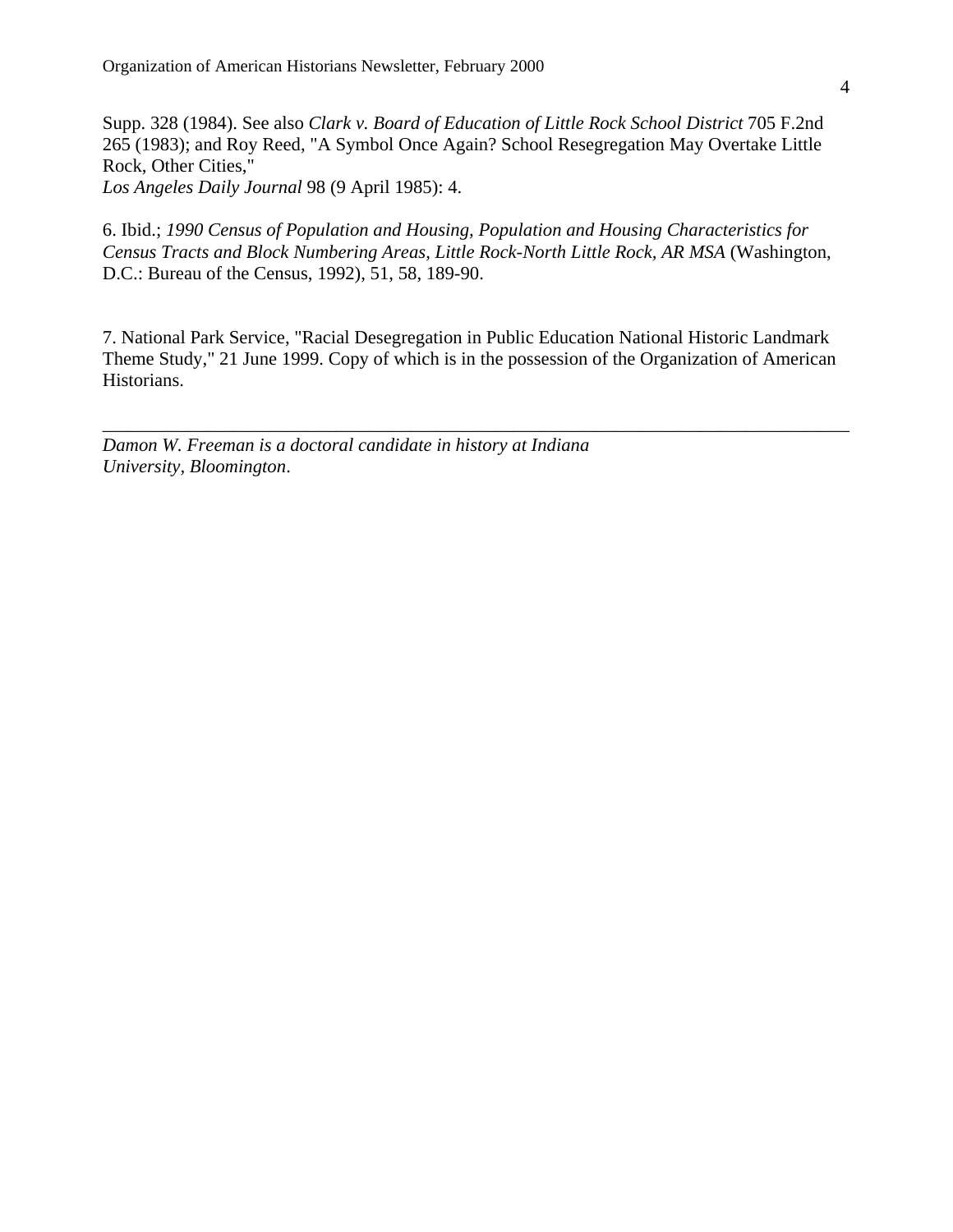Supp. 328 (1984). See also *Clark v. Board of Education of Little Rock School District* 705 F.2nd 265 (1983); and Roy Reed, "A Symbol Once Again? School Resegregation May Overtake Little Rock, Other Cities," *Los Angeles Daily Journal* 98 (9 April 1985): 4.

6. Ibid.; *1990 Census of Population and Housing, Population and Housing Characteristics for Census Tracts and Block Numbering Areas, Little Rock-North Little Rock, AR MSA* (Washington, D.C.: Bureau of the Census, 1992), 51, 58, 189-90.

7. National Park Service, "Racial Desegregation in Public Education National Historic Landmark Theme Study," 21 June 1999. Copy of which is in the possession of the Organization of American Historians.

---

*Damon W. Freeman is a doctoral candidate in history at Indiana University, Bloomington.*